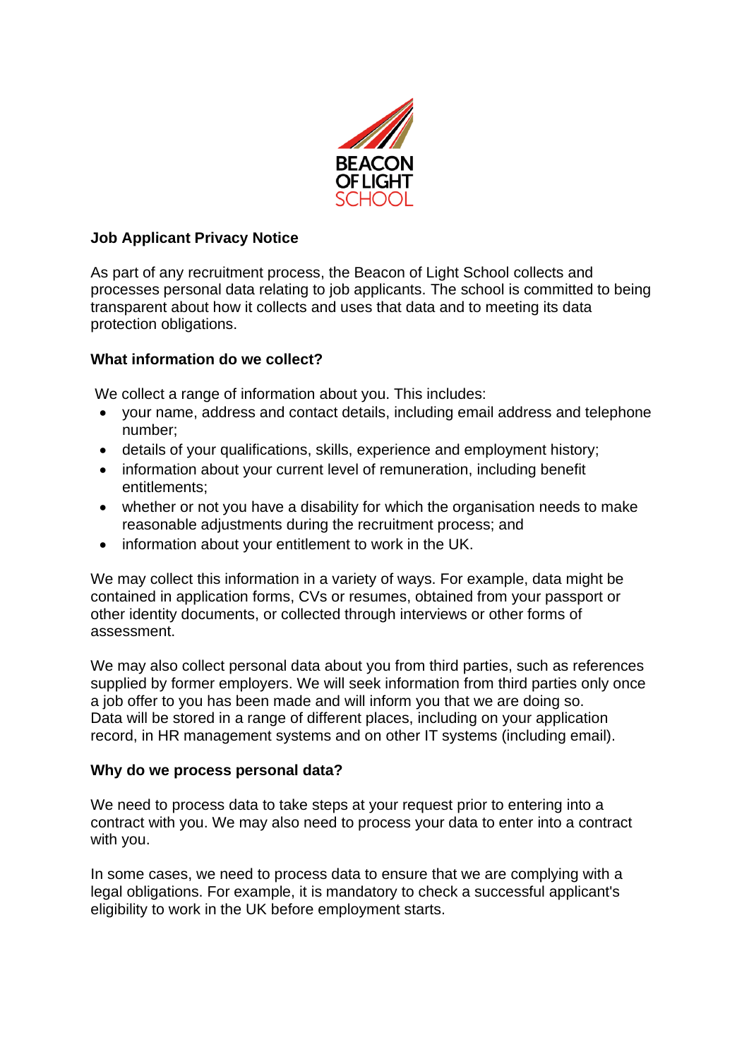**Job Applicant Privacy Notice**

As part of any recruitment process, the Beacon of Light School collects and processes personal data relating to job applicants. The school is committed to being transparent about how it collects and uses that data and to meeting its data protection obligations.

**What information do we collect?**

We collect a range of information about you. This includes:

- your name, address and contact details, including email address and telephone number;
- details of your qualifications, skills, experience and employment history;
- information about your current level of remuneration, including benefit entitlements;
- whether or not you have a disability for which the organisation needs to make reasonable adjustments during the recruitment process; and
- information about your entitlement to work in the UK.

We may collect this information in a variety of ways. For example, data might be contained in application forms, CVs or resumes, obtained from your passport or other identity documents, or collected through interviews or other forms of assessment.

We may also collect personal data about you from third parties, such as references supplied by former employers. We will seek information from third parties only once a job offer to you has been made and will inform you that we are doing so. Data will be stored in a range of different places, including on your application record, in HR management systems and on other IT systems (including email).

**Why do we process personal data?**

We need to process data to take steps at your request prior to entering into a contract with you. We may also need to process your data to enter into a contract with you.

In some cases, we need to process data to ensure that we are complying with a legal obligations. For example, it is mandatory to check a successful applicant's eligibility to work in the UK before employment starts.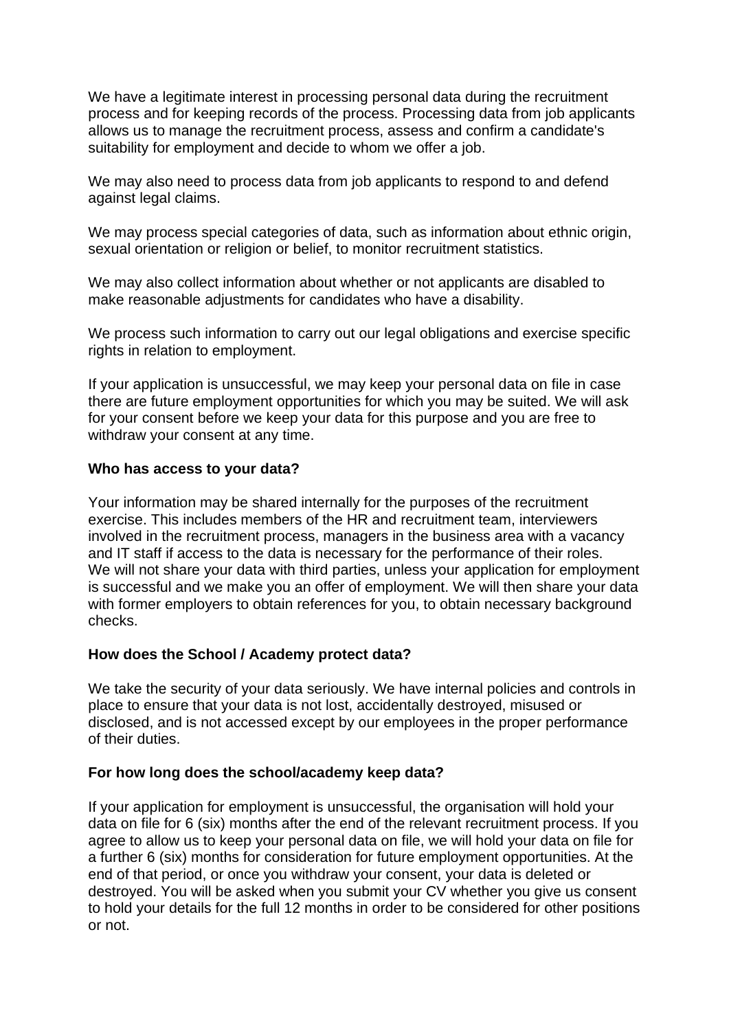We have a legitimate interest in processing personal data during the recruitment process and for keeping records of the process. Processing data from job applicants allows us to manage the recruitment process, assess and confirm a candidate's suitability for employment and decide to whom we offer a job.

We may also need to process data from job applicants to respond to and defend against legal claims.

We may process special categories of data, such as information about ethnic origin, sexual orientation or religion or belief, to monitor recruitment statistics.

We may also collect information about whether or not applicants are disabled to make reasonable adjustments for candidates who have a disability.

We process such information to carry out our legal obligations and exercise specific rights in relation to employment.

If your application is unsuccessful, we may keep your personal data on file in case there are future employment opportunities for which you may be suited. We will ask for your consent before we keep your data for this purpose and you are free to withdraw your consent at any time.

**Who has access to your data?**

Your information may be shared internally for the purposes of the recruitment exercise. This includes members of the HR and recruitment team, interviewers involved in the recruitment process, managers in the business area with a vacancy and IT staff if access to the data is necessary for the performance of their roles. We will not share your data with third parties, unless your application for employment is successful and we make you an offer of employment. We will then share your data with former employers to obtain references for you, to obtain necessary background checks.

**How does the School / Academy protect data?**

We take the security of your data seriously. We have internal policies and controls in place to ensure that your data is not lost, accidentally destroyed, misused or disclosed, and is not accessed except by our employees in the proper performance of their duties.

**For how long does the school/academy keep data?**

If your application for employment is unsuccessful, the organisation will hold your data on file for 6 (six) months after the end of the relevant recruitment process. If you agree to allow us to keep your personal data on file, we will hold your data on file for a further 6 (six) months for consideration for future employment opportunities. At the end of that period, or once you withdraw your consent, your data is deleted or destroyed. You will be asked when you submit your CV whether you give us consent to hold your details for the full 12 months in order to be considered for other positions or not.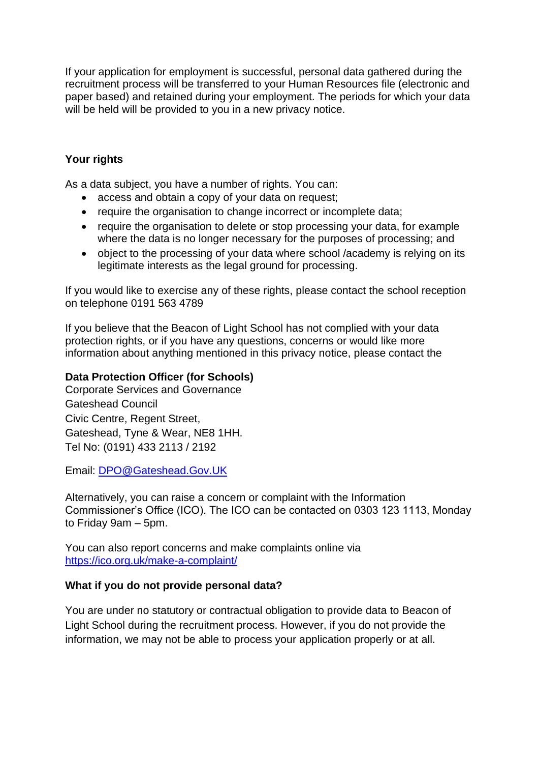If your application for employment is successful, personal data gathered during the recruitment process will be transferred to your Human Resources file (electronic and paper based) and retained during your employment. The periods for which your data will be held will be provided to you in a new privacy notice.

**Your rights**

As a data subject, you have a number of rights. You can:

- access and obtain a copy of your data on request;
- require the organisation to change incorrect or incomplete data;
- require the organisation to delete or stop processing your data, for example where the data is no longer necessary for the purposes of processing; and
- object to the processing of your data where school /academy is relying on its legitimate interests as the legal ground for processing.

If you would like to exercise any of these rights, please contact the school reception on telephone 0191 563 4789

If you believe that the Beacon of Light School has not complied with your data protection rights, or if you have any questions, concerns or would like more information about anything mentioned in this privacy notice, please contact the

**Data Protection Officer (for Schools)**
Corporate Services and Governance
Gateshead Council
Civic Centre, Regent Street,
Gateshead, Tyne & Wear, NE8 1HH.
Tel No: (0191) 433 2113 / 2192

Email: DPO@Gateshead.Gov.UK

Alternatively, you can raise a concern or complaint with the Information Commissioner's Office (ICO). The ICO can be contacted on 0303 123 1113, Monday to Friday 9am – 5pm.

You can also report concerns and make complaints online via https://ico.org.uk/make-a-complaint/

**What if you do not provide personal data?**

You are under no statutory or contractual obligation to provide data to Beacon of Light School during the recruitment process. However, if you do not provide the information, we may not be able to process your application properly or at all.